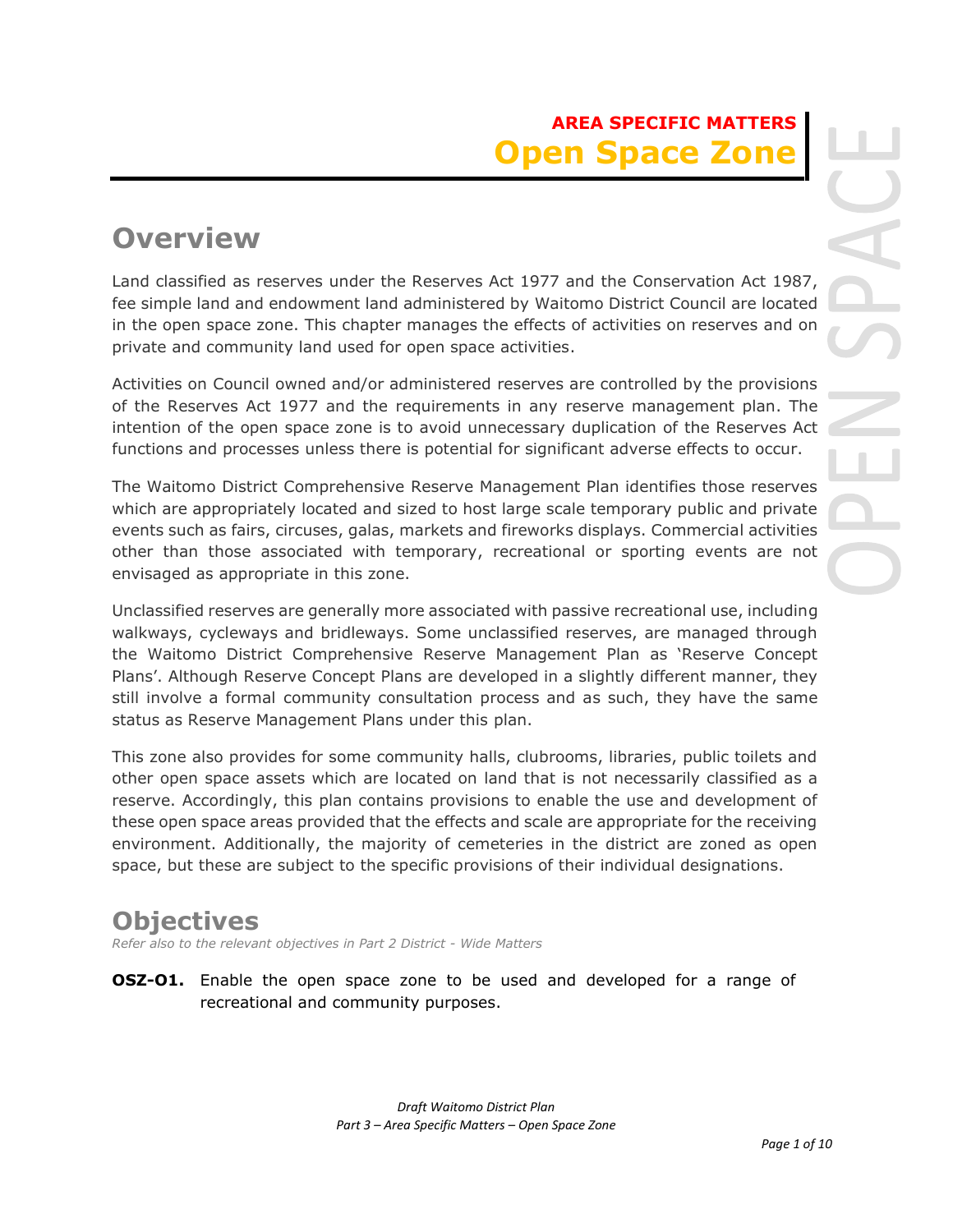**AREA SPECIFIC MATTERS**

# Open Space Zone

## Overview

Land classified as reserves under the Reserves Act 1977 and the Conservation Act 1987, fee simple land and endowment land administered by Waitomo District Council are located in the open space zone. This chapter manages the effects of activities on reserves and on private and community land used for open space activities.

Activities on Council owned and/or administered reserves are controlled by the provisions of the Reserves Act 1977 and the requirements in any reserve management plan. The intention of the open space zone is to avoid unnecessary duplication of the Reserves Act functions and processes unless there is potential for significant adverse effects to occur.

The Waitomo District Comprehensive Reserve Management Plan identifies those reserves which are appropriately located and sized to host large scale temporary public and private events such as fairs, circuses, galas, markets and fireworks displays. Commercial activities other than those associated with temporary, recreational or sporting events are not envisaged as appropriate in this zone.

Unclassified reserves are generally more associated with passive recreational use, including walkways, cycleways and bridleways. Some unclassified reserves, are managed through the Waitomo District Comprehensive Reserve Management Plan as 'Reserve Concept Plans'. Although Reserve Concept Plans are developed in a slightly different manner, they still involve a formal community consultation process and as such, they have the same status as Reserve Management Plans under this plan.

This zone also provides for some community halls, clubrooms, libraries, public toilets and other open space assets which are located on land that is not necessarily classified as a reserve. Accordingly, this plan contains provisions to enable the use and development of these open space areas provided that the effects and scale are appropriate for the receiving environment. Additionally, the majority of cemeteries in the district are zoned as open space, but these are subject to the specific provisions of their individual designations.

## Objectives

*Refer also to the relevant objectives in Part 2 District - Wide Matters*

**OSZ-O1.** Enable the open space zone to be used and developed for a range of recreational and community purposes.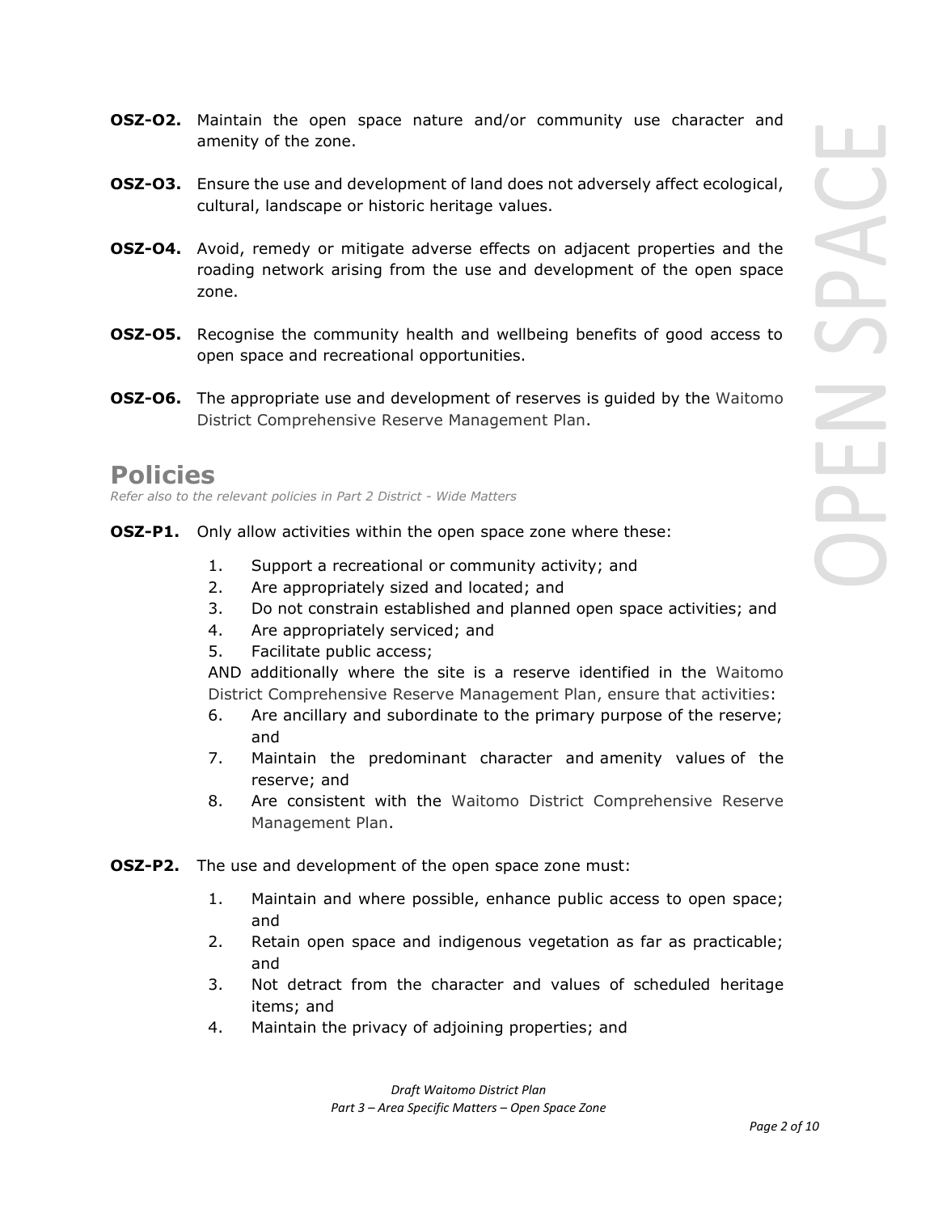**OSZ-O2.** Maintain the open space nature and/or community use character and amenity of the zone.

**OSZ-O3.** Ensure the use and development of land does not adversely affect ecological, cultural, landscape or historic heritage values.

**OSZ-O4.** Avoid, remedy or mitigate adverse effects on adjacent properties and the roading network arising from the use and development of the open space zone.

**OSZ-O5.** Recognise the community health and wellbeing benefits of good access to open space and recreational opportunities.

**OSZ-O6.** The appropriate use and development of reserves is guided by the Waitomo District Comprehensive Reserve Management Plan.

## Policies

*Refer also to the relevant policies in Part 2 District - Wide Matters*

**OSZ-P1.** Only allow activities within the open space zone where these:

1. Support a recreational or community activity; and
2. Are appropriately sized and located; and
3. Do not constrain established and planned open space activities; and
4. Are appropriately serviced; and
5. Facilitate public access;

AND additionally where the site is a reserve identified in the Waitomo District Comprehensive Reserve Management Plan, ensure that activities:

6. Are ancillary and subordinate to the primary purpose of the reserve; and
7. Maintain the predominant character and amenity values of the reserve; and
8. Are consistent with the Waitomo District Comprehensive Reserve Management Plan.

**OSZ-P2.** The use and development of the open space zone must:

1. Maintain and where possible, enhance public access to open space; and
2. Retain open space and indigenous vegetation as far as practicable; and
3. Not detract from the character and values of scheduled heritage items; and
4. Maintain the privacy of adjoining properties; and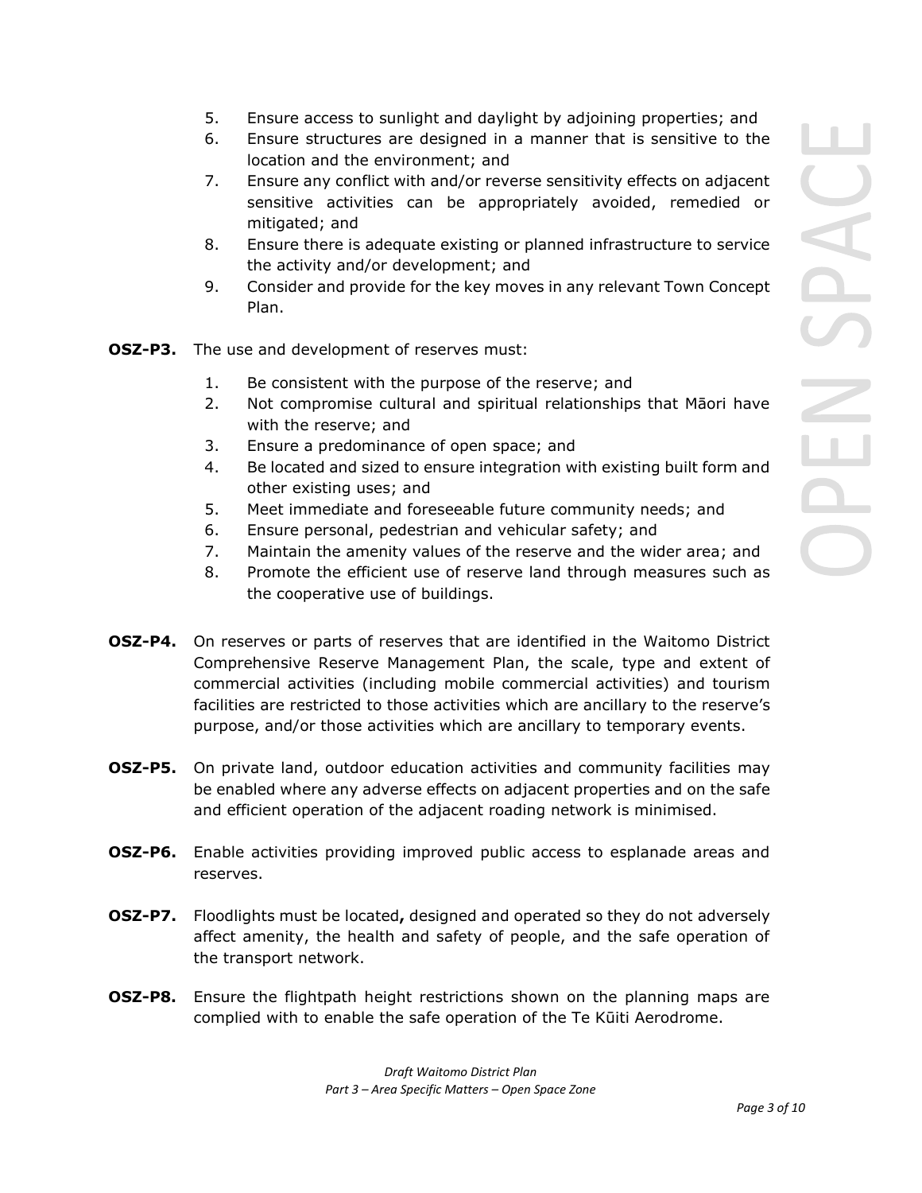5. Ensure access to sunlight and daylight by adjoining properties; and
6. Ensure structures are designed in a manner that is sensitive to the location and the environment; and
7. Ensure any conflict with and/or reverse sensitivity effects on adjacent sensitive activities can be appropriately avoided, remedied or mitigated; and
8. Ensure there is adequate existing or planned infrastructure to service the activity and/or development; and
9. Consider and provide for the key moves in any relevant Town Concept Plan.

**OSZ-P3.** The use and development of reserves must:

1. Be consistent with the purpose of the reserve; and
2. Not compromise cultural and spiritual relationships that Māori have with the reserve; and
3. Ensure a predominance of open space; and
4. Be located and sized to ensure integration with existing built form and other existing uses; and
5. Meet immediate and foreseeable future community needs; and
6. Ensure personal, pedestrian and vehicular safety; and
7. Maintain the amenity values of the reserve and the wider area; and
8. Promote the efficient use of reserve land through measures such as the cooperative use of buildings.

**OSZ-P4.** On reserves or parts of reserves that are identified in the Waitomo District Comprehensive Reserve Management Plan, the scale, type and extent of commercial activities (including mobile commercial activities) and tourism facilities are restricted to those activities which are ancillary to the reserve's purpose, and/or those activities which are ancillary to temporary events.

**OSZ-P5.** On private land, outdoor education activities and community facilities may be enabled where any adverse effects on adjacent properties and on the safe and efficient operation of the adjacent roading network is minimised.

**OSZ-P6.** Enable activities providing improved public access to esplanade areas and reserves.

**OSZ-P7.** Floodlights must be located**,** designed and operated so they do not adversely affect amenity, the health and safety of people, and the safe operation of the transport network.

**OSZ-P8.** Ensure the flightpath height restrictions shown on the planning maps are complied with to enable the safe operation of the Te Kūiti Aerodrome.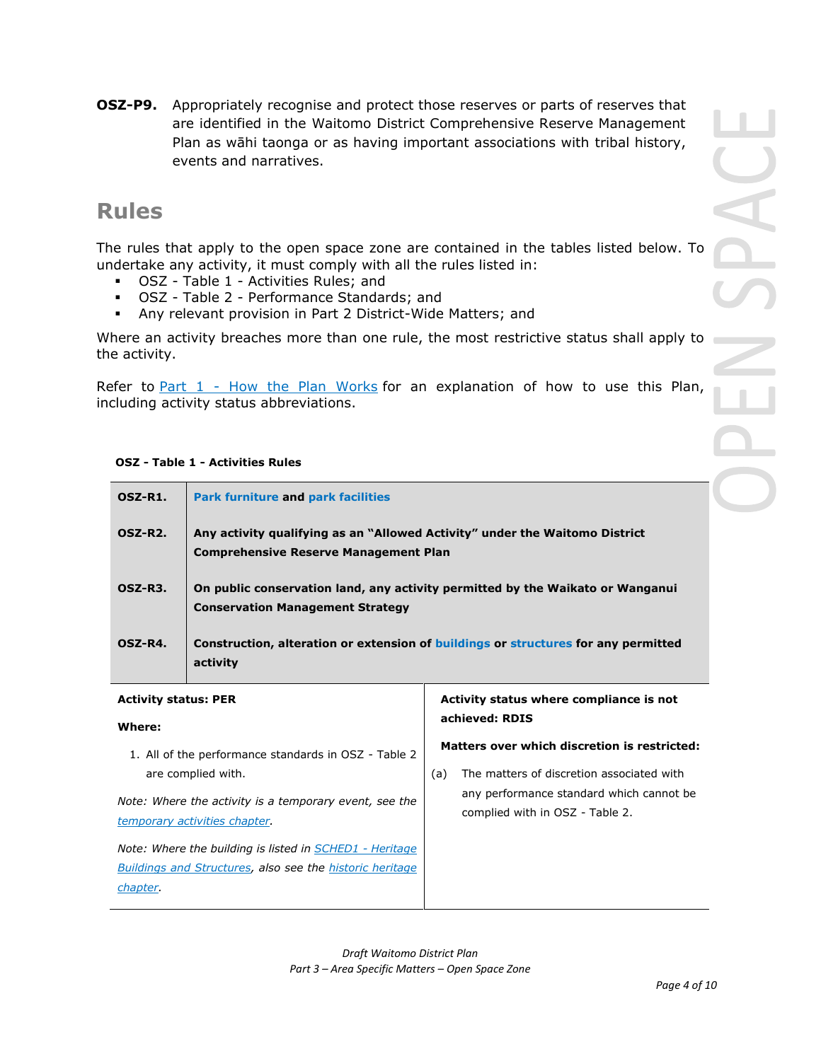**OSZ-P9.** Appropriately recognise and protect those reserves or parts of reserves that are identified in the Waitomo District Comprehensive Reserve Management Plan as wāhi taonga or as having important associations with tribal history, events and narratives.

## Rules

The rules that apply to the open space zone are contained in the tables listed below. To undertake any activity, it must comply with all the rules listed in:

- OSZ - Table 1 - Activities Rules; and
- OSZ - Table 2 - Performance Standards; and
- Any relevant provision in Part 2 District-Wide Matters; and

Where an activity breaches more than one rule, the most restrictive status shall apply to the activity.

Refer to Part 1 - How the Plan Works for an explanation of how to use this Plan, including activity status abbreviations.

**OSZ - Table 1 - Activities Rules**

| | |
|---|---|
| **OSZ-R1.** | **Park furniture and park facilities** |
| **OSZ-R2.** | **Any activity qualifying as an "Allowed Activity" under the Waitomo District Comprehensive Reserve Management Plan** |
| **OSZ-R3.** | **On public conservation land, any activity permitted by the Waikato or Wanganui Conservation Management Strategy** |
| **OSZ-R4.** | **Construction, alteration or extension of buildings or structures for any permitted activity** |

| | |
|---|---|
| **Activity status: PER**<br><br>**Where:**<br><br>1. All of the performance standards in OSZ - Table 2 are complied with.<br><br>*Note: Where the activity is a temporary event, see the temporary activities chapter.*<br><br>*Note: Where the building is listed in SCHED1 - Heritage Buildings and Structures, also see the historic heritage chapter.* | **Activity status where compliance is not achieved: RDIS**<br><br>**Matters over which discretion is restricted:**<br><br>(a) The matters of discretion associated with any performance standard which cannot be complied with in OSZ - Table 2. |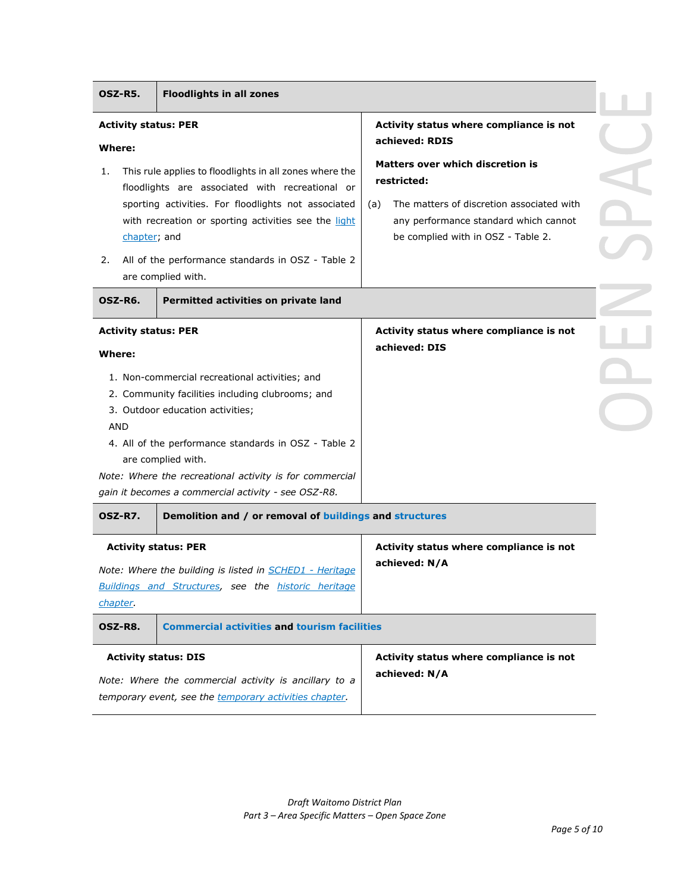| **OSZ-R5.** | **Floodlights in all zones** |
|---|---|
| **Activity status: PER**<br><br>**Where:**<br><br>1. This rule applies to floodlights in all zones where the floodlights are associated with recreational or sporting activities. For floodlights not associated with recreation or sporting activities see the light chapter; and<br>2. All of the performance standards in OSZ - Table 2 are complied with. | **Activity status where compliance is not achieved: RDIS**<br><br>**Matters over which discretion is restricted:**<br><br>(a) The matters of discretion associated with any performance standard which cannot be complied with in OSZ - Table 2. |
| **OSZ-R6.** | **Permitted activities on private land** |
| **Activity status: PER**<br><br>**Where:**<br><br>1. Non-commercial recreational activities; and<br>2. Community facilities including clubrooms; and<br>3. Outdoor education activities;<br><br>AND<br><br>4. All of the performance standards in OSZ - Table 2 are complied with.<br><br>*Note: Where the recreational activity is for commercial gain it becomes a commercial activity - see OSZ-R8.* | **Activity status where compliance is not achieved: DIS** |
| **OSZ-R7.** | **Demolition and / or removal of buildings and structures** |
| **Activity status: PER**<br><br>*Note: Where the building is listed in SCHED1 - Heritage Buildings and Structures, see the historic heritage chapter.* | **Activity status where compliance is not achieved: N/A** |
| **OSZ-R8.** | **Commercial activities and tourism facilities** |
| **Activity status: DIS**<br><br>*Note: Where the commercial activity is ancillary to a temporary event, see the temporary activities chapter.* | **Activity status where compliance is not achieved: N/A** |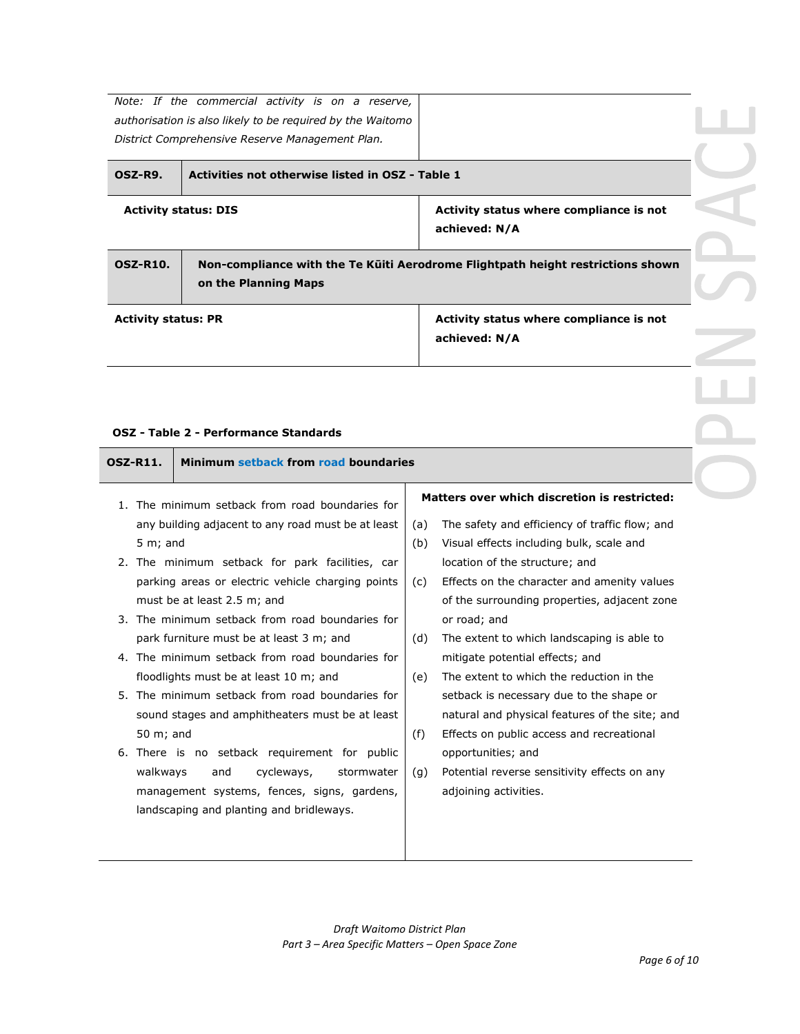| | |
|---|---|
| *Note: If the commercial activity is on a reserve, authorisation is also likely to be required by the Waitomo District Comprehensive Reserve Management Plan.* | |

| **OSZ-R9.** | **Activities not otherwise listed in OSZ - Table 1** |
|---|---|
| **Activity status: DIS** | **Activity status where compliance is not achieved: N/A** |

| **OSZ-R10.** | **Non-compliance with the Te Kūiti Aerodrome Flightpath height restrictions shown on the Planning Maps** |
|---|---|
| **Activity status: PR** | **Activity status where compliance is not achieved: N/A** |

**OSZ - Table 2 - Performance Standards**

| **OSZ-R11.** | **Minimum setback from road boundaries** |
|---|---|
| 1. The minimum setback from road boundaries for any building adjacent to any road must be at least 5 m; and<br>2. The minimum setback for park facilities, car parking areas or electric vehicle charging points must be at least 2.5 m; and<br>3. The minimum setback from road boundaries for park furniture must be at least 3 m; and<br>4. The minimum setback from road boundaries for floodlights must be at least 10 m; and<br>5. The minimum setback from road boundaries for sound stages and amphitheaters must be at least 50 m; and<br>6. There is no setback requirement for public walkways and cycleways, stormwater management systems, fences, signs, gardens, landscaping and planting and bridleways. | **Matters over which discretion is restricted:**<br>(a) The safety and efficiency of traffic flow; and<br>(b) Visual effects including bulk, scale and location of the structure; and<br>(c) Effects on the character and amenity values of the surrounding properties, adjacent zone or road; and<br>(d) The extent to which landscaping is able to mitigate potential effects; and<br>(e) The extent to which the reduction in the setback is necessary due to the shape or natural and physical features of the site; and<br>(f) Effects on public access and recreational opportunities; and<br>(g) Potential reverse sensitivity effects on any adjoining activities. |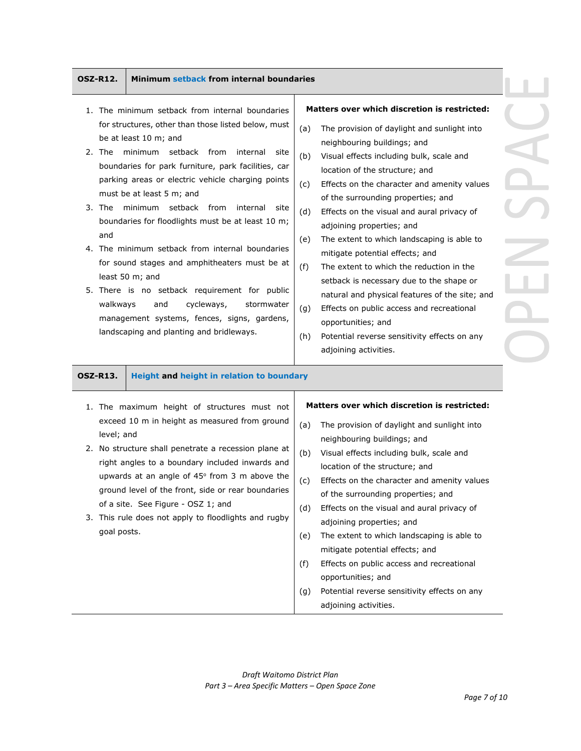| **OSZ-R12.** | **Minimum setback from internal boundaries** |
|---|---|
| 1. The minimum setback from internal boundaries for structures, other than those listed below, must be at least 10 m; and<br>2. The minimum setback from internal site boundaries for park furniture, park facilities, car parking areas or electric vehicle charging points must be at least 5 m; and<br>3. The minimum setback from internal site boundaries for floodlights must be at least 10 m; and<br>4. The minimum setback from internal boundaries for sound stages and amphitheaters must be at least 50 m; and<br>5. There is no setback requirement for public walkways and cycleways, stormwater management systems, fences, signs, gardens, landscaping and planting and bridleways. | **Matters over which discretion is restricted:**<br>(a) The provision of daylight and sunlight into neighbouring buildings; and<br>(b) Visual effects including bulk, scale and location of the structure; and<br>(c) Effects on the character and amenity values of the surrounding properties; and<br>(d) Effects on the visual and aural privacy of adjoining properties; and<br>(e) The extent to which landscaping is able to mitigate potential effects; and<br>(f) The extent to which the reduction in the setback is necessary due to the shape or natural and physical features of the site; and<br>(g) Effects on public access and recreational opportunities; and<br>(h) Potential reverse sensitivity effects on any adjoining activities. |

| **OSZ-R13.** | **Height and height in relation to boundary** |
|---|---|
| 1. The maximum height of structures must not exceed 10 m in height as measured from ground level; and<br>2. No structure shall penetrate a recession plane at right angles to a boundary included inwards and upwards at an angle of 45° from 3 m above the ground level of the front, side or rear boundaries of a site. See Figure - OSZ 1; and<br>3. This rule does not apply to floodlights and rugby goal posts. | **Matters over which discretion is restricted:**<br>(a) The provision of daylight and sunlight into neighbouring buildings; and<br>(b) Visual effects including bulk, scale and location of the structure; and<br>(c) Effects on the character and amenity values of the surrounding properties; and<br>(d) Effects on the visual and aural privacy of adjoining properties; and<br>(e) The extent to which landscaping is able to mitigate potential effects; and<br>(f) Effects on public access and recreational opportunities; and<br>(g) Potential reverse sensitivity effects on any adjoining activities. |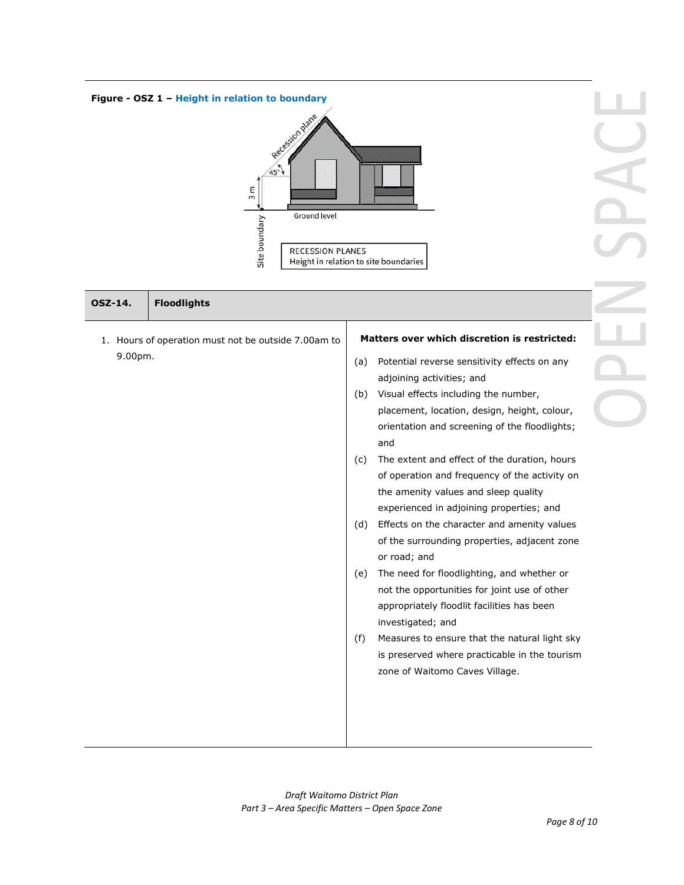**Figure - OSZ 1 – Height in relation to boundary**

| OSZ-14. | Floodlights |
| --- | --- |
| 1. Hours of operation must not be outside 7.00am to 9.00pm. | **Matters over which discretion is restricted:**<br>(a) Potential reverse sensitivity effects on any adjoining activities; and<br>(b) Visual effects including the number, placement, location, design, height, colour, orientation and screening of the floodlights; and<br>(c) The extent and effect of the duration, hours of operation and frequency of the activity on the amenity values and sleep quality experienced in adjoining properties; and<br>(d) Effects on the character and amenity values of the surrounding properties, adjacent zone or road; and<br>(e) The need for floodlighting, and whether or not the opportunities for joint use of other appropriately floodlit facilities has been investigated; and<br>(f) Measures to ensure that the natural light sky is preserved where practicable in the tourism zone of Waitomo Caves Village. |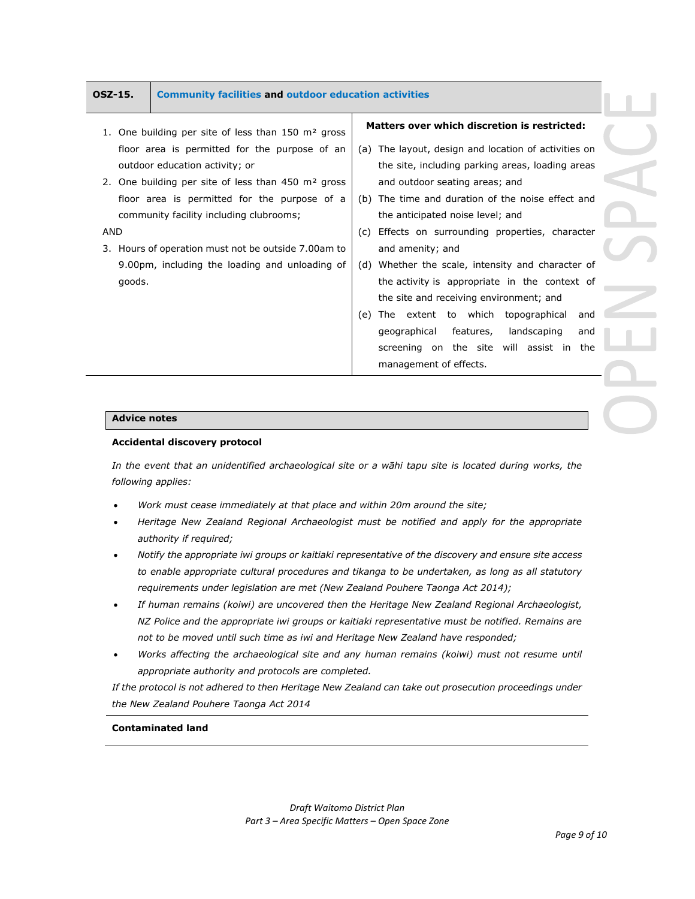| OSZ-15. | **Community facilities and outdoor education activities** |
|---|---|
| 1. One building per site of less than 150 m² gross floor area is permitted for the purpose of an outdoor education activity; or<br>2. One building per site of less than 450 m² gross floor area is permitted for the purpose of a community facility including clubrooms;<br>AND<br>3. Hours of operation must not be outside 7.00am to 9.00pm, including the loading and unloading of goods. | **Matters over which discretion is restricted:**<br>(a) The layout, design and location of activities on the site, including parking areas, loading areas and outdoor seating areas; and<br>(b) The time and duration of the noise effect and the anticipated noise level; and<br>(c) Effects on surrounding properties, character and amenity; and<br>(d) Whether the scale, intensity and character of the activity is appropriate in the context of the site and receiving environment; and<br>(e) The extent to which topographical and geographical features, landscaping and screening on the site will assist in the management of effects. |

## Advice notes

**Accidental discovery protocol**

*In the event that an unidentified archaeological site or a wāhi tapu site is located during works, the following applies:*

- *Work must cease immediately at that place and within 20m around the site;*
- *Heritage New Zealand Regional Archaeologist must be notified and apply for the appropriate authority if required;*
- *Notify the appropriate iwi groups or kaitiaki representative of the discovery and ensure site access to enable appropriate cultural procedures and tikanga to be undertaken, as long as all statutory requirements under legislation are met (New Zealand Pouhere Taonga Act 2014);*
- *If human remains (koiwi) are uncovered then the Heritage New Zealand Regional Archaeologist, NZ Police and the appropriate iwi groups or kaitiaki representative must be notified. Remains are not to be moved until such time as iwi and Heritage New Zealand have responded;*
- *Works affecting the archaeological site and any human remains (koiwi) must not resume until appropriate authority and protocols are completed.*

*If the protocol is not adhered to then Heritage New Zealand can take out prosecution proceedings under the New Zealand Pouhere Taonga Act 2014*

**Contaminated land**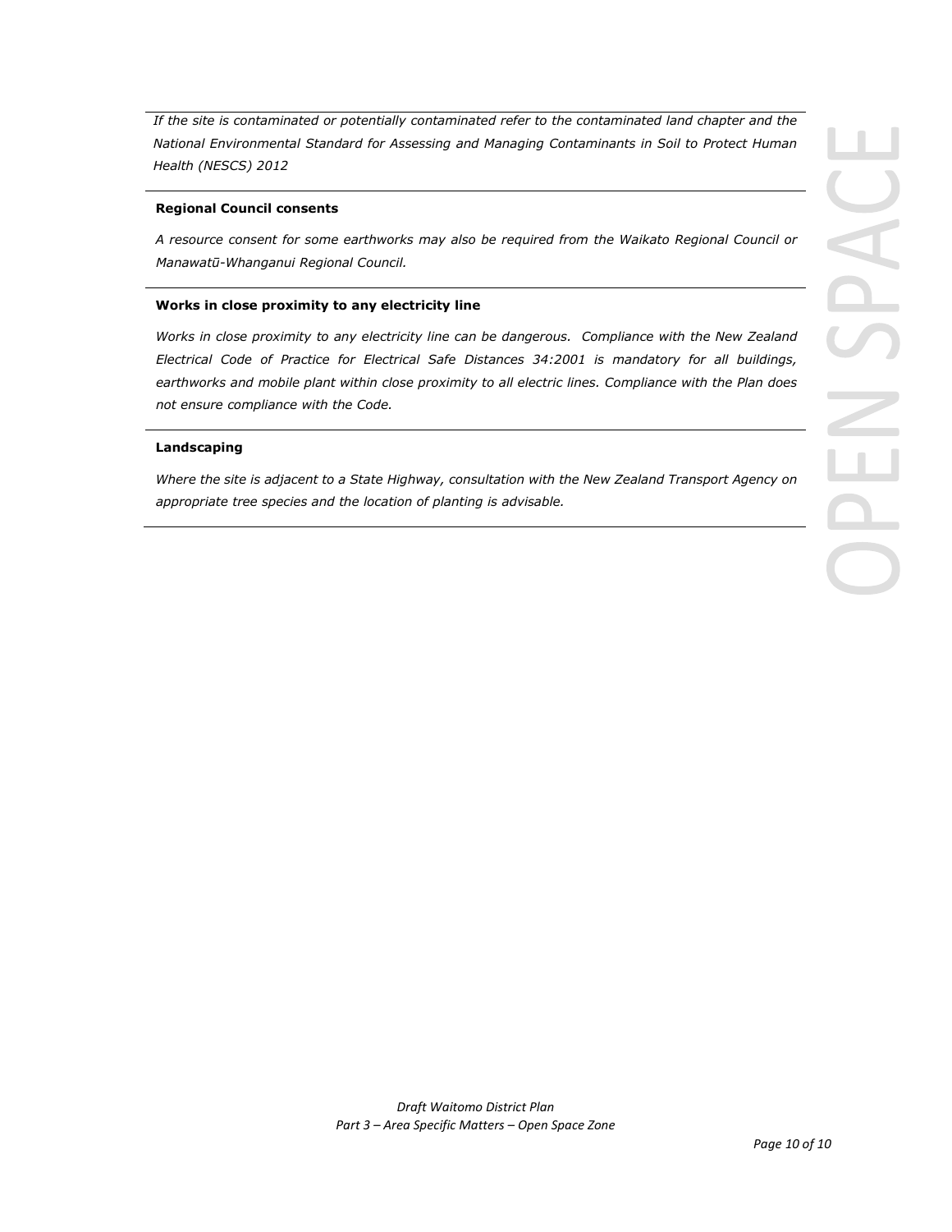*If the site is contaminated or potentially contaminated refer to the contaminated land chapter and the National Environmental Standard for Assessing and Managing Contaminants in Soil to Protect Human Health (NESCS) 2012*

**Regional Council consents**

*A resource consent for some earthworks may also be required from the Waikato Regional Council or Manawatū-Whanganui Regional Council.*

**Works in close proximity to any electricity line**

*Works in close proximity to any electricity line can be dangerous. Compliance with the New Zealand Electrical Code of Practice for Electrical Safe Distances 34:2001 is mandatory for all buildings, earthworks and mobile plant within close proximity to all electric lines. Compliance with the Plan does not ensure compliance with the Code.*

**Landscaping**

*Where the site is adjacent to a State Highway, consultation with the New Zealand Transport Agency on appropriate tree species and the location of planting is advisable.*